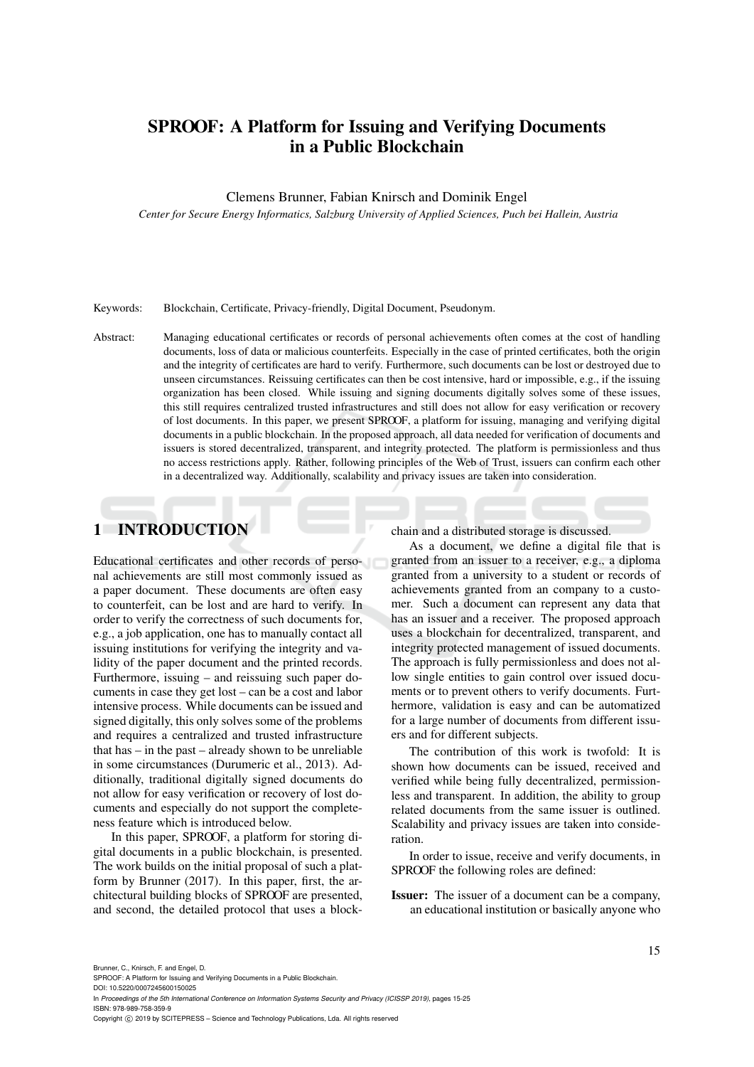# SPROOF: A Platform for Issuing and Verifying Documents in a Public Blockchain

Clemens Brunner, Fabian Knirsch and Dominik Engel

*Center for Secure Energy Informatics, Salzburg University of Applied Sciences, Puch bei Hallein, Austria*

Keywords: Blockchain, Certificate, Privacy-friendly, Digital Document, Pseudonym.

Abstract: Managing educational certificates or records of personal achievements often comes at the cost of handling documents, loss of data or malicious counterfeits. Especially in the case of printed certificates, both the origin and the integrity of certificates are hard to verify. Furthermore, such documents can be lost or destroyed due to unseen circumstances. Reissuing certificates can then be cost intensive, hard or impossible, e.g., if the issuing organization has been closed. While issuing and signing documents digitally solves some of these issues, this still requires centralized trusted infrastructures and still does not allow for easy verification or recovery of lost documents. In this paper, we present SPROOF, a platform for issuing, managing and verifying digital documents in a public blockchain. In the proposed approach, all data needed for verification of documents and issuers is stored decentralized, transparent, and integrity protected. The platform is permissionless and thus no access restrictions apply. Rather, following principles of the Web of Trust, issuers can confirm each other in a decentralized way. Additionally, scalability and privacy issues are taken into consideration.

## 1 INTRODUCTION

Educational certificates and other records of personal achievements are still most commonly issued as a paper document. These documents are often easy to counterfeit, can be lost and are hard to verify. In order to verify the correctness of such documents for, e.g., a job application, one has to manually contact all issuing institutions for verifying the integrity and validity of the paper document and the printed records. Furthermore, issuing – and reissuing such paper documents in case they get lost – can be a cost and labor intensive process. While documents can be issued and signed digitally, this only solves some of the problems and requires a centralized and trusted infrastructure that has – in the past – already shown to be unreliable in some circumstances (Durumeric et al., 2013). Additionally, traditional digitally signed documents do not allow for easy verification or recovery of lost documents and especially do not support the completeness feature which is introduced below.

In this paper, SPROOF, a platform for storing digital documents in a public blockchain, is presented. The work builds on the initial proposal of such a platform by Brunner (2017). In this paper, first, the architectural building blocks of SPROOF are presented, and second, the detailed protocol that uses a blockchain and a distributed storage is discussed.

As a document, we define a digital file that is granted from an issuer to a receiver, e.g., a diploma granted from a university to a student or records of achievements granted from an company to a customer. Such a document can represent any data that has an issuer and a receiver. The proposed approach uses a blockchain for decentralized, transparent, and integrity protected management of issued documents. The approach is fully permissionless and does not allow single entities to gain control over issued documents or to prevent others to verify documents. Furthermore, validation is easy and can be automatized for a large number of documents from different issuers and for different subjects.

The contribution of this work is twofold: It is shown how documents can be issued, received and verified while being fully decentralized, permissionless and transparent. In addition, the ability to group related documents from the same issuer is outlined. Scalability and privacy issues are taken into consideration.

In order to issue, receive and verify documents, in SPROOF the following roles are defined:

**Issuer:** The issuer of a document can be a company, an educational institution or basically anyone who

Brunner, C., Knirsch, F. and Engel, D.
SPROOF: A Platform for Issuing and Verifying Documents in a Public Blockchain.
DOI: 10.5220/0007245600150025
In *Proceedings of the 5th International Conference on Information Systems Security and Privacy (ICISSP 2019)*, pages 15-25
ISBN: 978-989-758-359-9
Copyright © 2019 by SCITEPRESS – Science and Technology Publications, Lda. All rights reserved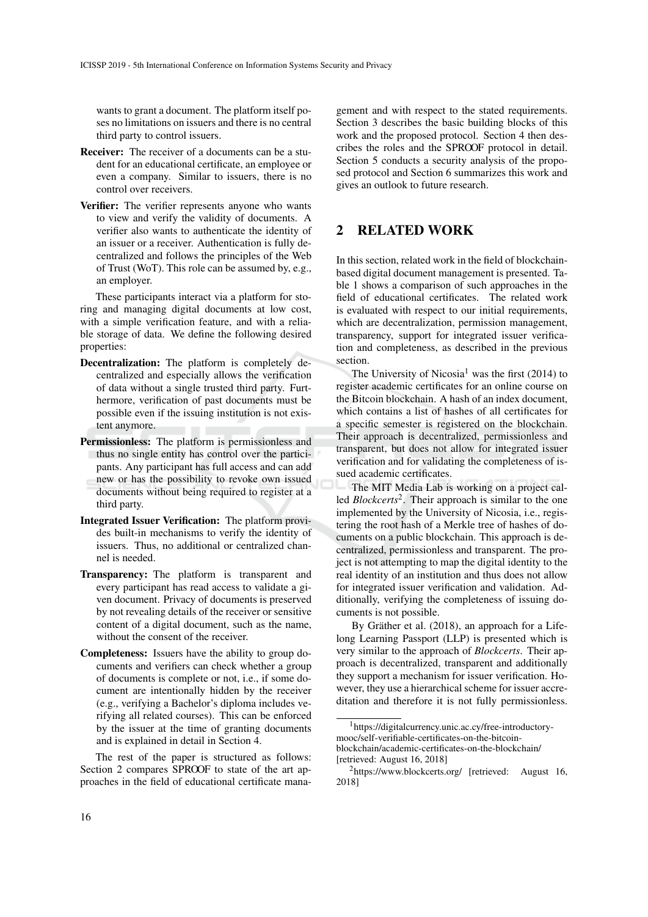wants to grant a document. The platform itself poses no limitations on issuers and there is no central third party to control issuers.

**Receiver:** The receiver of a documents can be a student for an educational certificate, an employee or even a company. Similar to issuers, there is no control over receivers.

**Verifier:** The verifier represents anyone who wants to view and verify the validity of documents. A verifier also wants to authenticate the identity of an issuer or a receiver. Authentication is fully decentralized and follows the principles of the Web of Trust (WoT). This role can be assumed by, e.g., an employer.

These participants interact via a platform for storing and managing digital documents at low cost, with a simple verification feature, and with a reliable storage of data. We define the following desired properties:

**Decentralization:** The platform is completely decentralized and especially allows the verification of data without a single trusted third party. Furthermore, verification of past documents must be possible even if the issuing institution is not existent anymore.

**Permissionless:** The platform is permissionless and thus no single entity has control over the participants. Any participant has full access and can add new or has the possibility to revoke own issued documents without being required to register at a third party.

**Integrated Issuer Verification:** The platform provides built-in mechanisms to verify the identity of issuers. Thus, no additional or centralized channel is needed.

**Transparency:** The platform is transparent and every participant has read access to validate a given document. Privacy of documents is preserved by not revealing details of the receiver or sensitive content of a digital document, such as the name, without the consent of the receiver.

**Completeness:** Issuers have the ability to group documents and verifiers can check whether a group of documents is complete or not, i.e., if some document are intentionally hidden by the receiver (e.g., verifying a Bachelor's diploma includes verifying all related courses). This can be enforced by the issuer at the time of granting documents and is explained in detail in Section 4.

The rest of the paper is structured as follows: Section 2 compares SPROOF to state of the art approaches in the field of educational certificate management and with respect to the stated requirements. Section 3 describes the basic building blocks of this work and the proposed protocol. Section 4 then describes the roles and the SPROOF protocol in detail. Section 5 conducts a security analysis of the proposed protocol and Section 6 summarizes this work and gives an outlook to future research.

## 2 RELATED WORK

In this section, related work in the field of blockchain-based digital document management is presented. Table 1 shows a comparison of such approaches in the field of educational certificates. The related work is evaluated with respect to our initial requirements, which are decentralization, permission management, transparency, support for integrated issuer verification and completeness, as described in the previous section.

The University of Nicosia[1] was the first (2014) to register academic certificates for an online course on the Bitcoin blockchain. A hash of an index document, which contains a list of hashes of all certificates for a specific semester is registered on the blockchain. Their approach is decentralized, permissionless and transparent, but does not allow for integrated issuer verification and for validating the completeness of issued academic certificates.

The MIT Media Lab is working on a project called *Blockcerts*[2]. Their approach is similar to the one implemented by the University of Nicosia, i.e., registering the root hash of a Merkle tree of hashes of documents on a public blockchain. This approach is decentralized, permissionless and transparent. The project is not attempting to map the digital identity to the real identity of an institution and thus does not allow for integrated issuer verification and validation. Additionally, verifying the completeness of issuing documents is not possible.

By Gräther et al. (2018), an approach for a Lifelong Learning Passport (LLP) is presented which is very similar to the approach of *Blockcerts*. Their approach is decentralized, transparent and additionally they support a mechanism for issuer verification. However, they use a hierarchical scheme for issuer accreditation and therefore it is not fully permissionless.

[1] https://digitalcurrency.unic.ac.cy/free-introductory-mooc/self-verifiable-certificates-on-the-bitcoin-blockchain/academic-certificates-on-the-blockchain/ [retrieved: August 16, 2018]

[2] https://www.blockcerts.org/ [retrieved: August 16, 2018]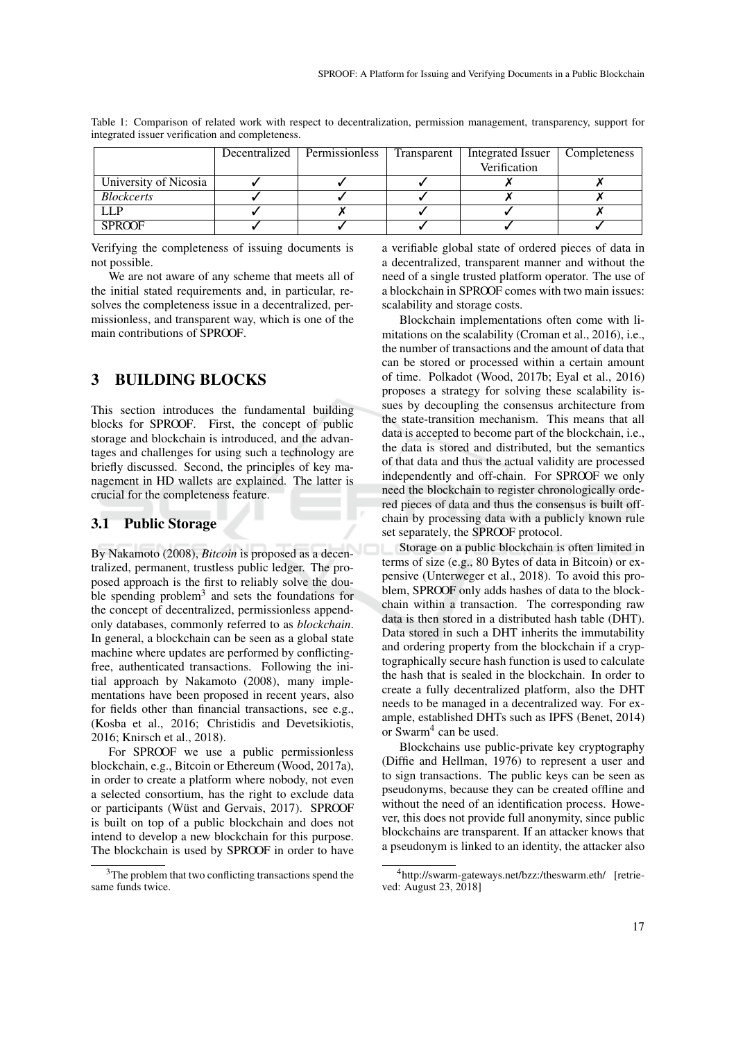Table 1: Comparison of related work with respect to decentralization, permission management, transparency, support for integrated issuer verification and completeness.

| | Decentralized | Permissionless | Transparent | Integrated Issuer Verification | Completeness |
|---|---|---|---|---|---|
| University of Nicosia | ✓ | ✓ | ✓ | ✗ | ✗ |
| *Blockcerts* | ✓ | ✓ | ✓ | ✗ | ✗ |
| LLP | ✓ | ✗ | ✓ | ✓ | ✗ |
| SPROOF | ✓ | ✓ | ✓ | ✓ | ✓ |

Verifying the completeness of issuing documents is not possible.

We are not aware of any scheme that meets all of the initial stated requirements and, in particular, resolves the completeness issue in a decentralized, permissionless, and transparent way, which is one of the main contributions of SPROOF.

## 3 BUILDING BLOCKS

This section introduces the fundamental building blocks for SPROOF. First, the concept of public storage and blockchain is introduced, and the advantages and challenges for using such a technology are briefly discussed. Second, the principles of key management in HD wallets are explained. The latter is crucial for the completeness feature.

### 3.1 Public Storage

By Nakamoto (2008), *Bitcoin* is proposed as a decentralized, permanent, trustless public ledger. The proposed approach is the first to reliably solve the double spending problem[3] and sets the foundations for the concept of decentralized, permissionless append-only databases, commonly referred to as *blockchain*. In general, a blockchain can be seen as a global state machine where updates are performed by conflicting-free, authenticated transactions. Following the initial approach by Nakamoto (2008), many implementations have been proposed in recent years, also for fields other than financial transactions, see e.g., (Kosba et al., 2016; Christidis and Devetsikiotis, 2016; Knirsch et al., 2018).

For SPROOF we use a public permissionless blockchain, e.g., Bitcoin or Ethereum (Wood, 2017a), in order to create a platform where nobody, not even a selected consortium, has the right to exclude data or participants (Wüst and Gervais, 2017). SPROOF is built on top of a public blockchain and does not intend to develop a new blockchain for this purpose. The blockchain is used by SPROOF in order to have a verifiable global state of ordered pieces of data in a decentralized, transparent manner and without the need of a single trusted platform operator. The use of a blockchain in SPROOF comes with two main issues: scalability and storage costs.

Blockchain implementations often come with limitations on the scalability (Croman et al., 2016), i.e., the number of transactions and the amount of data that can be stored or processed within a certain amount of time. Polkadot (Wood, 2017b; Eyal et al., 2016) proposes a strategy for solving these scalability issues by decoupling the consensus architecture from the state-transition mechanism. This means that all data is accepted to become part of the blockchain, i.e., the data is stored and distributed, but the semantics of that data and thus the actual validity are processed independently and off-chain. For SPROOF we only need the blockchain to register chronologically ordered pieces of data and thus the consensus is built off-chain by processing data with a publicly known rule set separately, the SPROOF protocol.

Storage on a public blockchain is often limited in terms of size (e.g., 80 Bytes of data in Bitcoin) or expensive (Unterweger et al., 2018). To avoid this problem, SPROOF only adds hashes of data to the blockchain within a transaction. The corresponding raw data is then stored in a distributed hash table (DHT). Data stored in such a DHT inherits the immutability and ordering property from the blockchain if a cryptographically secure hash function is used to calculate the hash that is sealed in the blockchain. In order to create a fully decentralized platform, also the DHT needs to be managed in a decentralized way. For example, established DHTs such as IPFS (Benet, 2014) or Swarm[4] can be used.

Blockchains use public-private key cryptography (Diffie and Hellman, 1976) to represent a user and to sign transactions. The public keys can be seen as pseudonyms, because they can be created offline and without the need of an identification process. However, this does not provide full anonymity, since public blockchains are transparent. If an attacker knows that a pseudonym is linked to an identity, the attacker also

[3] The problem that two conflicting transactions spend the same funds twice.

[4] http://swarm-gateways.net/bzz:/theswarm.eth/ [retrieved: August 23, 2018]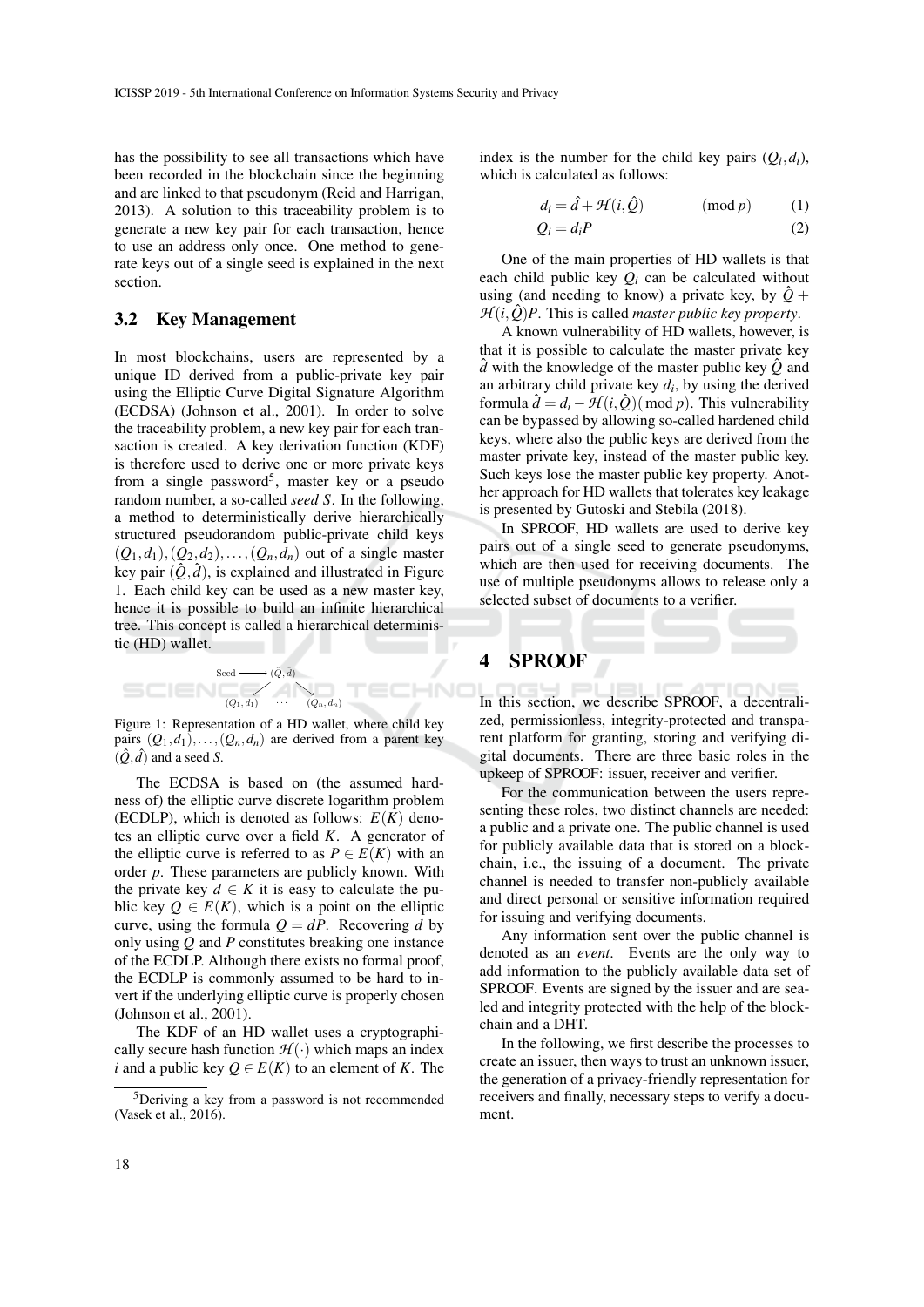has the possibility to see all transactions which have been recorded in the blockchain since the beginning and are linked to that pseudonym (Reid and Harrigan, 2013). A solution to this traceability problem is to generate a new key pair for each transaction, hence to use an address only once. One method to generate keys out of a single seed is explained in the next section.

### 3.2 Key Management

In most blockchains, users are represented by a unique ID derived from a public-private key pair using the Elliptic Curve Digital Signature Algorithm (ECDSA) (Johnson et al., 2001). In order to solve the traceability problem, a new key pair for each transaction is created. A key derivation function (KDF) is therefore used to derive one or more private keys from a single password[5], master key or a pseudo random number, a so-called *seed* $S$. In the following, a method to deterministically derive hierarchically structured pseudorandom public-private child keys $(Q_1, d_1), (Q_2, d_2), \ldots, (Q_n, d_n)$ out of a single master key pair $(\hat{Q}, \hat{d})$, is explained and illustrated in Figure 1. Each child key can be used as a new master key, hence it is possible to build an infinite hierarchical tree. This concept is called a hierarchical deterministic (HD) wallet.

Seed ⟶ $(\hat{Q}, \hat{d})$

$(Q_1, d_1)$ $\cdots$ $(Q_n, d_n)$

Figure 1: Representation of a HD wallet, where child key pairs $(Q_1, d_1), \ldots, (Q_n, d_n)$ are derived from a parent key $(\hat{Q}, \hat{d})$ and a seed $S$.

The ECDSA is based on (the assumed hardness of) the elliptic curve discrete logarithm problem (ECDLP), which is denoted as follows: $E(K)$ denotes an elliptic curve over a field $K$. A generator of the elliptic curve is referred to as $P \in E(K)$ with an order $p$. These parameters are publicly known. With the private key $d \in K$ it is easy to calculate the public key $Q \in E(K)$, which is a point on the elliptic curve, using the formula $Q = dP$. Recovering $d$ by only using $Q$ and $P$ constitutes breaking one instance of the ECDLP. Although there exists no formal proof, the ECDLP is commonly assumed to be hard to invert if the underlying elliptic curve is properly chosen (Johnson et al., 2001).

The KDF of an HD wallet uses a cryptographically secure hash function $\mathcal{H}(\cdot)$ which maps an index $i$ and a public key $Q \in E(K)$ to an element of $K$. The index is the number for the child key pairs $(Q_i, d_i)$, which is calculated as follows:

$$d_i = \hat{d} + \mathcal{H}(i, \hat{Q}) \qquad (\bmod p) \tag{1}$$

$$Q_i = d_i P \tag{2}$$

One of the main properties of HD wallets is that each child public key $Q_i$ can be calculated without using (and needing to know) a private key, by $\hat{Q} + \mathcal{H}(i, \hat{Q})P$. This is called *master public key property*.

A known vulnerability of HD wallets, however, is that it is possible to calculate the master private key $\hat{d}$ with the knowledge of the master public key $\hat{Q}$ and an arbitrary child private key $d_i$, by using the derived formula $\hat{d} = d_i - \mathcal{H}(i, \hat{Q}) (\bmod p)$. This vulnerability can be bypassed by allowing so-called hardened child keys, where also the public keys are derived from the master private key, instead of the master public key. Such keys lose the master public key property. Another approach for HD wallets that tolerates key leakage is presented by Gutoski and Stebila (2018).

In SPROOF, HD wallets are used to derive key pairs out of a single seed to generate pseudonyms, which are then used for receiving documents. The use of multiple pseudonyms allows to release only a selected subset of documents to a verifier.

## 4 SPROOF

In this section, we describe SPROOF, a decentralized, permissionless, integrity-protected and transparent platform for granting, storing and verifying digital documents. There are three basic roles in the upkeep of SPROOF: issuer, receiver and verifier.

For the communication between the users representing these roles, two distinct channels are needed: a public and a private one. The public channel is used for publicly available data that is stored on a blockchain, i.e., the issuing of a document. The private channel is needed to transfer non-publicly available and direct personal or sensitive information required for issuing and verifying documents.

Any information sent over the public channel is denoted as an *event*. Events are the only way to add information to the publicly available data set of SPROOF. Events are signed by the issuer and are sealed and integrity protected with the help of the blockchain and a DHT.

In the following, we first describe the processes to create an issuer, then ways to trust an unknown issuer, the generation of a privacy-friendly representation for receivers and finally, necessary steps to verify a document.

[5] Deriving a key from a password is not recommended (Vasek et al., 2016).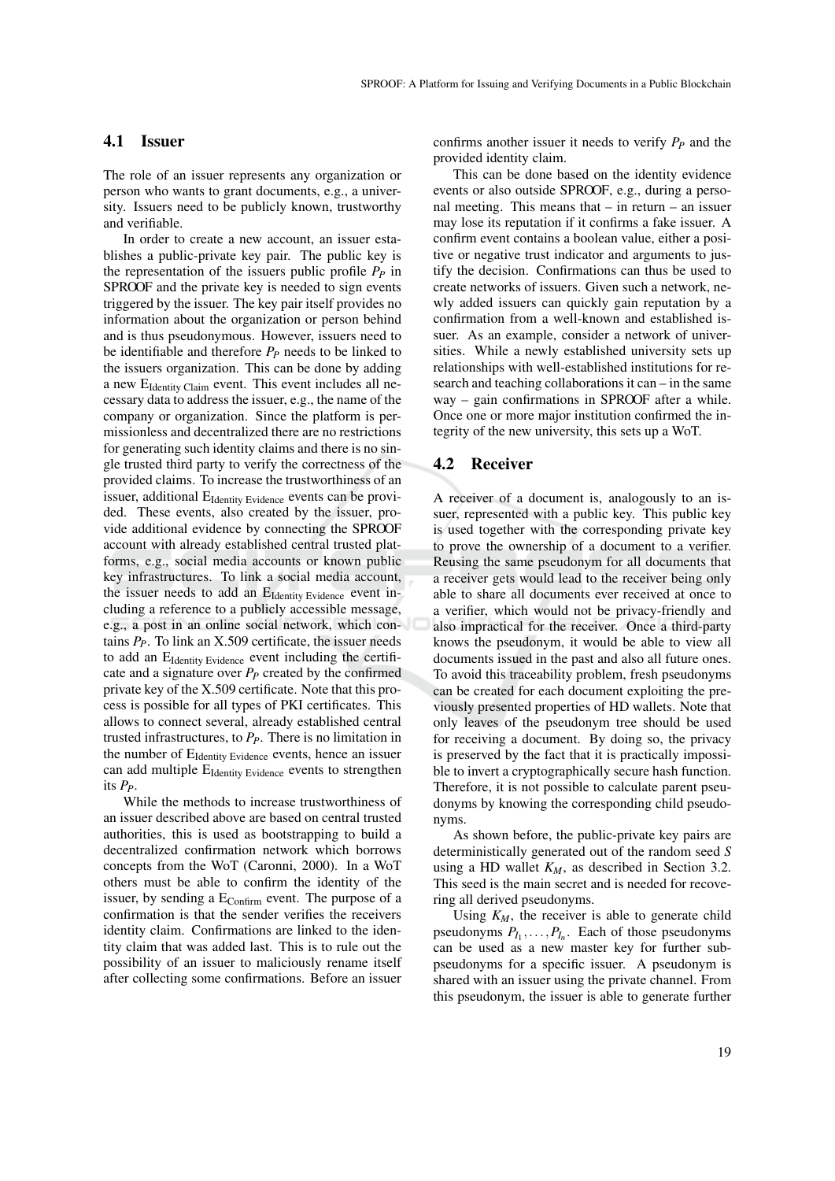### 4.1 Issuer

The role of an issuer represents any organization or person who wants to grant documents, e.g., a university. Issuers need to be publicly known, trustworthy and verifiable.

In order to create a new account, an issuer establishes a public-private key pair. The public key is the representation of the issuers public profile $P_P$ in SPROOF and the private key is needed to sign events triggered by the issuer. The key pair itself provides no information about the organization or person behind and is thus pseudonymous. However, issuers need to be identifiable and therefore $P_P$ needs to be linked to the issuers organization. This can be done by adding a new $E_{\text{Identity Claim}}$ event. This event includes all necessary data to address the issuer, e.g., the name of the company or organization. Since the platform is permissionless and decentralized there are no restrictions for generating such identity claims and there is no single trusted third party to verify the correctness of the provided claims. To increase the trustworthiness of an issuer, additional $E_{\text{Identity Evidence}}$ events can be provided. These events, also created by the issuer, provide additional evidence by connecting the SPROOF account with already established central trusted platforms, e.g., social media accounts or known public key infrastructures. To link a social media account, the issuer needs to add an $E_{\text{Identity Evidence}}$ event including a reference to a publicly accessible message, e.g., a post in an online social network, which contains $P_P$. To link an X.509 certificate, the issuer needs to add an $E_{\text{Identity Evidence}}$ event including the certificate and a signature over $P_P$ created by the confirmed private key of the X.509 certificate. Note that this process is possible for all types of PKI certificates. This allows to connect several, already established central trusted infrastructures, to $P_P$. There is no limitation in the number of $E_{\text{Identity Evidence}}$ events, hence an issuer can add multiple $E_{\text{Identity Evidence}}$ events to strengthen its $P_P$.

While the methods to increase trustworthiness of an issuer described above are based on central trusted authorities, this is used as bootstrapping to build a decentralized confirmation network which borrows concepts from the WoT (Caronni, 2000). In a WoT others must be able to confirm the identity of the issuer, by sending a $E_{\text{Confirm}}$ event. The purpose of a confirmation is that the sender verifies the receivers identity claim. Confirmations are linked to the identity claim that was added last. This is to rule out the possibility of an issuer to maliciously rename itself after collecting some confirmations. Before an issuer confirms another issuer it needs to verify $P_P$ and the provided identity claim.

This can be done based on the identity evidence events or also outside SPROOF, e.g., during a personal meeting. This means that – in return – an issuer may lose its reputation if it confirms a fake issuer. A confirm event contains a boolean value, either a positive or negative trust indicator and arguments to justify the decision. Confirmations can thus be used to create networks of issuers. Given such a network, newly added issuers can quickly gain reputation by a confirmation from a well-known and established issuer. As an example, consider a network of universities. While a newly established university sets up relationships with well-established institutions for research and teaching collaborations it can – in the same way – gain confirmations in SPROOF after a while. Once one or more major institution confirmed the integrity of the new university, this sets up a WoT.

### 4.2 Receiver

A receiver of a document is, analogously to an issuer, represented with a public key. This public key is used together with the corresponding private key to prove the ownership of a document to a verifier. Reusing the same pseudonym for all documents that a receiver gets would lead to the receiver being only able to share all documents ever received at once to a verifier, which would not be privacy-friendly and also impractical for the receiver. Once a third-party knows the pseudonym, it would be able to view all documents issued in the past and also all future ones. To avoid this traceability problem, fresh pseudonyms can be created for each document exploiting the previously presented properties of HD wallets. Note that only leaves of the pseudonym tree should be used for receiving a document. By doing so, the privacy is preserved by the fact that it is practically impossible to invert a cryptographically secure hash function. Therefore, it is not possible to calculate parent pseudonyms by knowing the corresponding child pseudonyms.

As shown before, the public-private key pairs are deterministically generated out of the random seed $S$ using a HD wallet $K_M$, as described in Section 3.2. This seed is the main secret and is needed for recovering all derived pseudonyms.

Using $K_M$, the receiver is able to generate child pseudonyms $P_{I_1}, \ldots, P_{I_n}$. Each of those pseudonyms can be used as a new master key for further subpseudonyms for a specific issuer. A pseudonym is shared with an issuer using the private channel. From this pseudonym, the issuer is able to generate further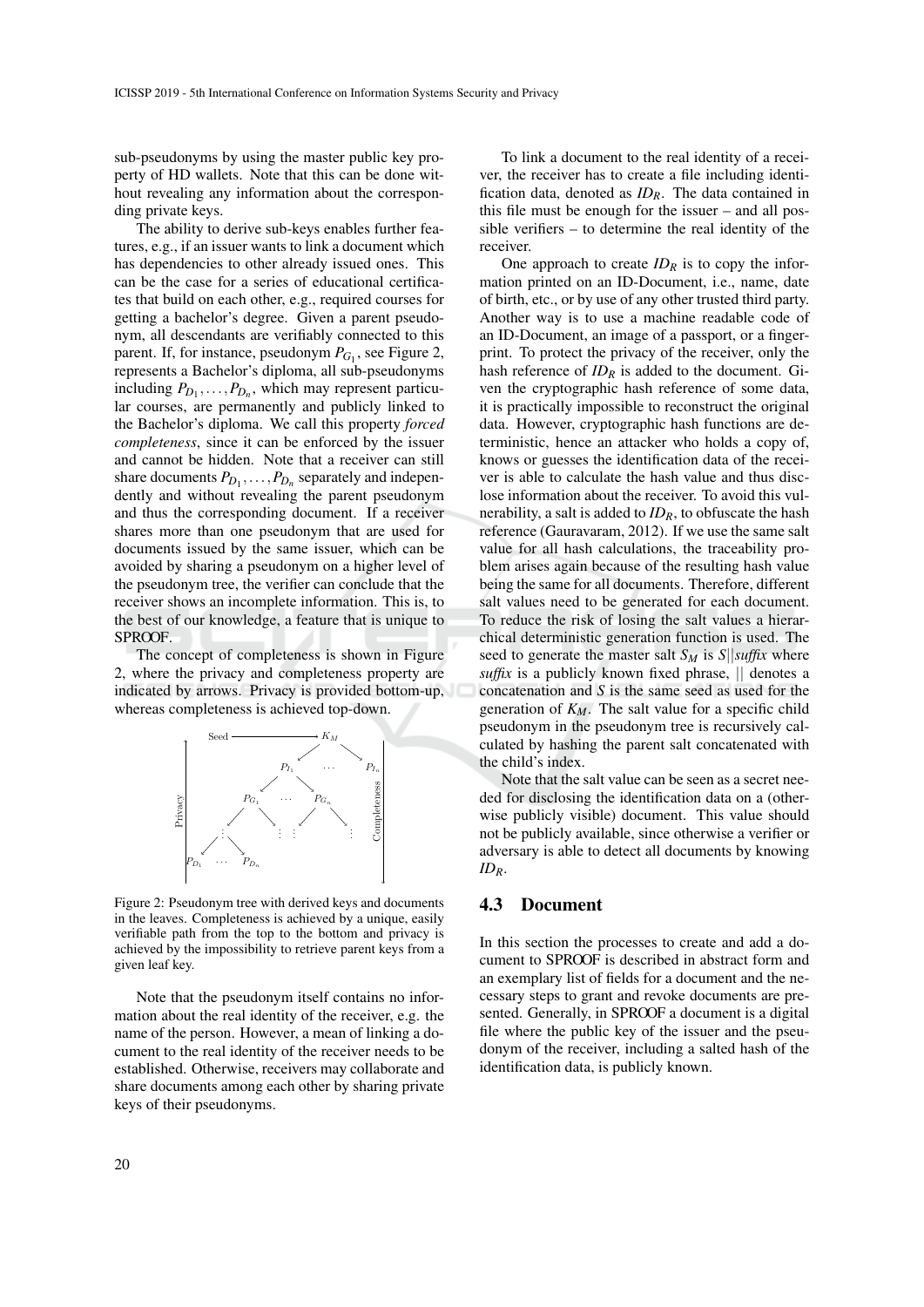sub-pseudonyms by using the master public key property of HD wallets. Note that this can be done without revealing any information about the corresponding private keys.

The ability to derive sub-keys enables further features, e.g., if an issuer wants to link a document which has dependencies to other already issued ones. This can be the case for a series of educational certificates that build on each other, e.g., required courses for getting a bachelor's degree. Given a parent pseudonym, all descendants are verifiably connected to this parent. If, for instance, pseudonym $P_{G_1}$, see Figure 2, represents a Bachelor's diploma, all sub-pseudonyms including $P_{D_1}, \ldots, P_{D_n}$, which may represent particular courses, are permanently and publicly linked to the Bachelor's diploma. We call this property *forced completeness*, since it can be enforced by the issuer and cannot be hidden. Note that a receiver can still share documents $P_{D_1}, \ldots, P_{D_n}$ separately and independently and without revealing the parent pseudonym and thus the corresponding document. If a receiver shares more than one pseudonym that are used for documents issued by the same issuer, which can be avoided by sharing a pseudonym on a higher level of the pseudonym tree, the verifier can conclude that the receiver shows an incomplete information. This is, to the best of our knowledge, a feature that is unique to SPROOF.

The concept of completeness is shown in Figure 2, where the privacy and completeness property are indicated by arrows. Privacy is provided bottom-up, whereas completeness is achieved top-down.

Figure 2: Pseudonym tree with derived keys and documents in the leaves. Completeness is achieved by a unique, easily verifiable path from the top to the bottom and privacy is achieved by the impossibility to retrieve parent keys from a given leaf key.

Note that the pseudonym itself contains no information about the real identity of the receiver, e.g. the name of the person. However, a mean of linking a document to the real identity of the receiver needs to be established. Otherwise, receivers may collaborate and share documents among each other by sharing private keys of their pseudonyms.

To link a document to the real identity of a receiver, the receiver has to create a file including identification data, denoted as $ID_R$. The data contained in this file must be enough for the issuer – and all possible verifiers – to determine the real identity of the receiver.

One approach to create $ID_R$ is to copy the information printed on an ID-Document, i.e., name, date of birth, etc., or by use of any other trusted third party. Another way is to use a machine readable code of an ID-Document, an image of a passport, or a fingerprint. To protect the privacy of the receiver, only the hash reference of $ID_R$ is added to the document. Given the cryptographic hash reference of some data, it is practically impossible to reconstruct the original data. However, cryptographic hash functions are deterministic, hence an attacker who holds a copy of, knows or guesses the identification data of the receiver is able to calculate the hash value and thus disclose information about the receiver. To avoid this vulnerability, a salt is added to $ID_R$, to obfuscate the hash reference (Gauravaram, 2012). If we use the same salt value for all hash calculations, the traceability problem arises again because of the resulting hash value being the same for all documents. Therefore, different salt values need to be generated for each document. To reduce the risk of losing the salt values a hierarchical deterministic generation function is used. The seed to generate the master salt $S_M$ is $S||suffix$ where *suffix* is a publicly known fixed phrase, $||$ denotes a concatenation and $S$ is the same seed as used for the generation of $K_M$. The salt value for a specific child pseudonym in the pseudonym tree is recursively calculated by hashing the parent salt concatenated with the child's index.

Note that the salt value can be seen as a secret needed for disclosing the identification data on a (otherwise publicly visible) document. This value should not be publicly available, since otherwise a verifier or adversary is able to detect all documents by knowing $ID_R$.

## 4.3 Document

In this section the processes to create and add a document to SPROOF is described in abstract form and an exemplary list of fields for a document and the necessary steps to grant and revoke documents are presented. Generally, in SPROOF a document is a digital file where the public key of the issuer and the pseudonym of the receiver, including a salted hash of the identification data, is publicly known.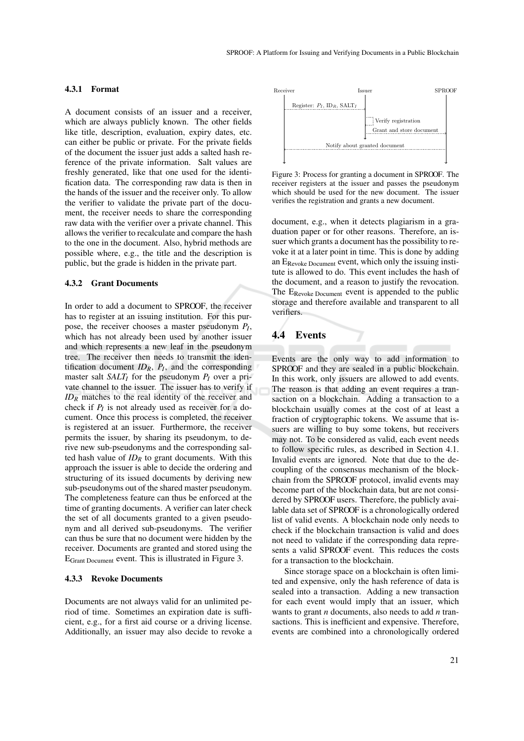#### 4.3.1 Format

A document consists of an issuer and a receiver, which are always publicly known. The other fields like title, description, evaluation, expiry dates, etc. can either be public or private. For the private fields of the document the issuer just adds a salted hash reference of the private information. Salt values are freshly generated, like that one used for the identification data. The corresponding raw data is then in the hands of the issuer and the receiver only. To allow the verifier to validate the private part of the document, the receiver needs to share the corresponding raw data with the verifier over a private channel. This allows the verifier to recalculate and compare the hash to the one in the document. Also, hybrid methods are possible where, e.g., the title and the description is public, but the grade is hidden in the private part.

#### 4.3.2 Grant Documents

In order to add a document to SPROOF, the receiver has to register at an issuing institution. For this purpose, the receiver chooses a master pseudonym $P_I$, which has not already been used by another issuer and which represents a new leaf in the pseudonym tree. The receiver then needs to transmit the identification document $ID_R$, $P_I$, and the corresponding master salt $SALT_I$ for the pseudonym $P_I$ over a private channel to the issuer. The issuer has to verify if $ID_R$ matches to the real identity of the receiver and check if $P_I$ is not already used as receiver for a document. Once this process is completed, the receiver is registered at an issuer. Furthermore, the receiver permits the issuer, by sharing its pseudonym, to derive new sub-pseudonyms and the corresponding salted hash value of $ID_R$ to grant documents. With this approach the issuer is able to decide the ordering and structuring of its issued documents by deriving new sub-pseudonyms out of the shared master pseudonym. The completeness feature can thus be enforced at the time of granting documents. A verifier can later check the set of all documents granted to a given pseudonym and all derived sub-pseudonyms. The verifier can thus be sure that no document were hidden by the receiver. Documents are granted and stored using the $E_{\text{Grant Document}}$ event. This is illustrated in Figure 3.

Receiver
Issuer
SPROOF
Register: $P_I$, $ID_R$, $SALT_I$
Verify registration
Grant and store document
Notify about granted document

Figure 3: Process for granting a document in SPROOF. The receiver registers at the issuer and passes the pseudonym which should be used for the new document. The issuer verifies the registration and grants a new document.

#### 4.3.3 Revoke Documents

Documents are not always valid for an unlimited period of time. Sometimes an expiration date is sufficient, e.g., for a first aid course or a driving license. Additionally, an issuer may also decide to revoke a document, e.g., when it detects plagiarism in a graduation paper or for other reasons. Therefore, an issuer which grants a document has the possibility to revoke it at a later point in time. This is done by adding an $E_{\text{Revoke Document}}$ event, which only the issuing institute is allowed to do. This event includes the hash of the document, and a reason to justify the revocation. The $E_{\text{Revoke Document}}$ event is appended to the public storage and therefore available and transparent to all verifiers.

## 4.4 Events

Events are the only way to add information to SPROOF and they are sealed in a public blockchain. In this work, only issuers are allowed to add events. The reason is that adding an event requires a transaction on a blockchain. Adding a transaction to a blockchain usually comes at the cost of at least a fraction of cryptographic tokens. We assume that issuers are willing to buy some tokens, but receivers may not. To be considered as valid, each event needs to follow specific rules, as described in Section 4.1. Invalid events are ignored. Note that due to the decoupling of the consensus mechanism of the blockchain from the SPROOF protocol, invalid events may become part of the blockchain data, but are not considered by SPROOF users. Therefore, the publicly available data set of SPROOF is a chronologically ordered list of valid events. A blockchain node only needs to check if the blockchain transaction is valid and does not need to validate if the corresponding data represents a valid SPROOF event. This reduces the costs for a transaction to the blockchain.

Since storage space on a blockchain is often limited and expensive, only the hash reference of data is sealed into a transaction. Adding a new transaction for each event would imply that an issuer, which wants to grant $n$ documents, also needs to add $n$ transactions. This is inefficient and expensive. Therefore, events are combined into a chronologically ordered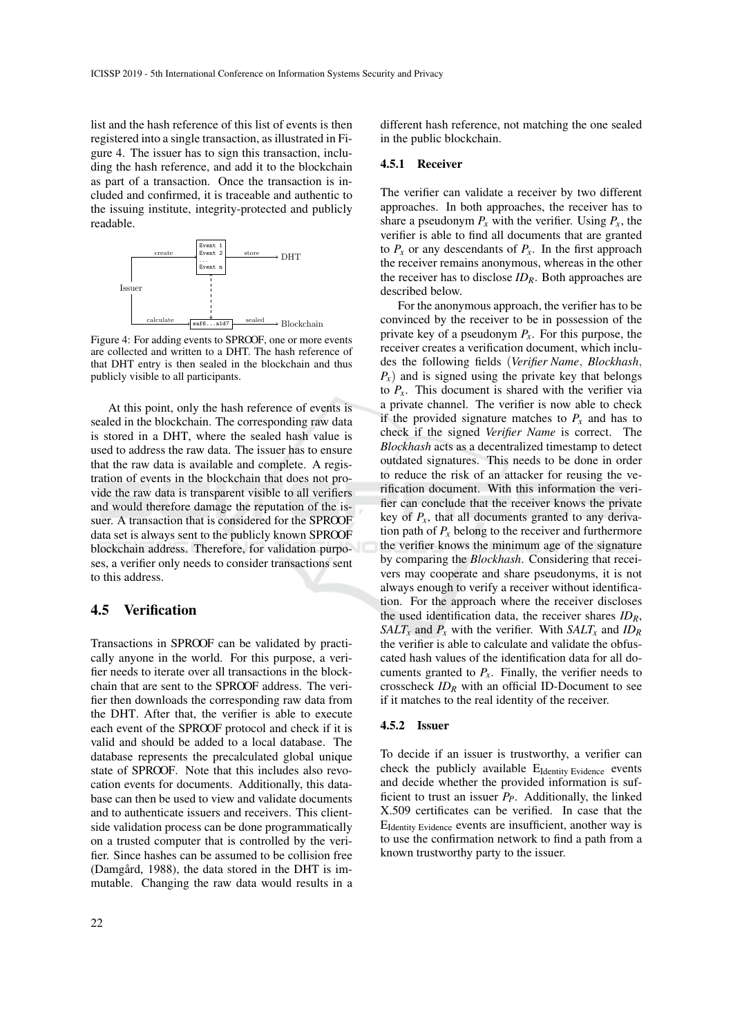list and the hash reference of this list of events is then registered into a single transaction, as illustrated in Figure 4. The issuer has to sign this transaction, including the hash reference, and add it to the blockchain as part of a transaction. Once the transaction is included and confirmed, it is traceable and authentic to the issuing institute, integrity-protected and publicly readable.

Event 1
Event 2
Event n
create
store
DHT
Issuer
calculate
eaf6...a1d7
sealed
Blockchain

Figure 4: For adding events to SPROOF, one or more events are collected and written to a DHT. The hash reference of that DHT entry is then sealed in the blockchain and thus publicly visible to all participants.

At this point, only the hash reference of events is sealed in the blockchain. The corresponding raw data is stored in a DHT, where the sealed hash value is used to address the raw data. The issuer has to ensure that the raw data is available and complete. A registration of events in the blockchain that does not provide the raw data is transparent visible to all verifiers and would therefore damage the reputation of the issuer. A transaction that is considered for the SPROOF data set is always sent to the publicly known SPROOF blockchain address. Therefore, for validation purposes, a verifier only needs to consider transactions sent to this address.

## 4.5 Verification

Transactions in SPROOF can be validated by practically anyone in the world. For this purpose, a verifier needs to iterate over all transactions in the blockchain that are sent to the SPROOF address. The verifier then downloads the corresponding raw data from the DHT. After that, the verifier is able to execute each event of the SPROOF protocol and check if it is valid and should be added to a local database. The database represents the precalculated global unique state of SPROOF. Note that this includes also revocation events for documents. Additionally, this database can then be used to view and validate documents and to authenticate issuers and receivers. This client-side validation process can be done programmatically on a trusted computer that is controlled by the verifier. Since hashes can be assumed to be collision free (Damgård, 1988), the data stored in the DHT is immutable. Changing the raw data would results in a different hash reference, not matching the one sealed in the public blockchain.

### 4.5.1 Receiver

The verifier can validate a receiver by two different approaches. In both approaches, the receiver has to share a pseudonym $P_x$ with the verifier. Using $P_x$, the verifier is able to find all documents that are granted to $P_x$ or any descendants of $P_x$. In the first approach the receiver remains anonymous, whereas in the other the receiver has to disclose $ID_R$. Both approaches are described below.

For the anonymous approach, the verifier has to be convinced by the receiver to be in possession of the private key of a pseudonym $P_x$. For this purpose, the receiver creates a verification document, which includes the following fields (*Verifier Name*, *Blockhash*, $P_x$) and is signed using the private key that belongs to $P_x$. This document is shared with the verifier via a private channel. The verifier is now able to check if the provided signature matches to $P_x$ and has to check if the signed *Verifier Name* is correct. The *Blockhash* acts as a decentralized timestamp to detect outdated signatures. This needs to be done in order to reduce the risk of an attacker for reusing the verification document. With this information the verifier can conclude that the receiver knows the private key of $P_x$, that all documents granted to any derivation path of $P_x$ belong to the receiver and furthermore the verifier knows the minimum age of the signature by comparing the *Blockhash*. Considering that receivers may cooperate and share pseudonyms, it is not always enough to verify a receiver without identification. For the approach where the receiver discloses the used identification data, the receiver shares $ID_R$, $SALT_x$ and $P_x$ with the verifier. With $SALT_x$ and $ID_R$ the verifier is able to calculate and validate the obfuscated hash values of the identification data for all documents granted to $P_x$. Finally, the verifier needs to crosscheck $ID_R$ with an official ID-Document to see if it matches to the real identity of the receiver.

### 4.5.2 Issuer

To decide if an issuer is trustworthy, a verifier can check the publicly available $E_{\text{Identity Evidence}}$ events and decide whether the provided information is sufficient to trust an issuer $P_P$. Additionally, the linked X.509 certificates can be verified. In case that the $E_{\text{Identity Evidence}}$ events are insufficient, another way is to use the confirmation network to find a path from a known trustworthy party to the issuer.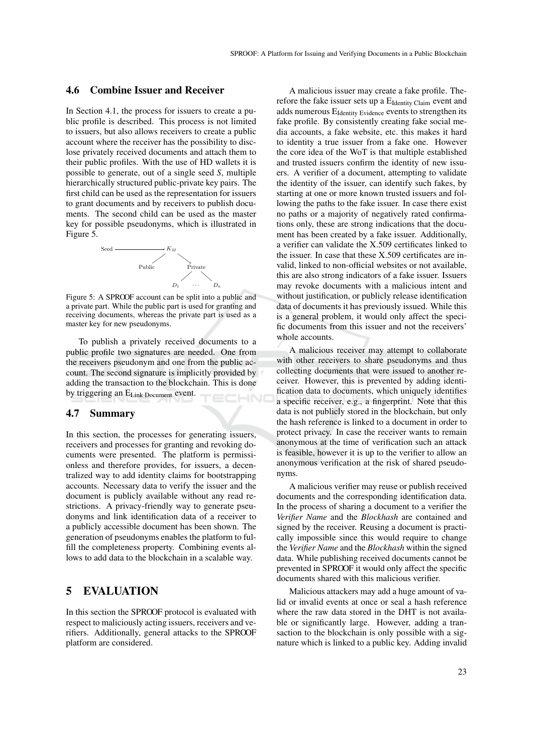### 4.6 Combine Issuer and Receiver

In Section 4.1, the process for issuers to create a public profile is described. This process is not limited to issuers, but also allows receivers to create a public account where the receiver has the possibility to disclose privately received documents and attach them to their public profiles. With the use of HD wallets it is possible to generate, out of a single seed *S*, multiple hierarchically structured public-private key pairs. The first child can be used as the representation for issuers to grant documents and by receivers to publish documents. The second child can be used as the master key for possible pseudonyms, which is illustrated in Figure 5.

Figure 5: A SPROOF account can be split into a public and a private part. While the public part is used for granting and receiving documents, whereas the private part is used as a master key for new pseudonyms.

To publish a privately received documents to a public profile two signatures are needed. One from the receivers pseudonym and one from the public account. The second signature is implicitly provided by adding the transaction to the blockchain. This is done by triggering an $E_{\text{Link Document}}$ event.

### 4.7 Summary

In this section, the processes for generating issuers, receivers and processes for granting and revoking documents were presented. The platform is permissionless and therefore provides, for issuers, a decentralized way to add identity claims for bootstrapping accounts. Necessary data to verify the issuer and the document is publicly available without any read restrictions. A privacy-friendly way to generate pseudonyms and link identification data of a receiver to a publicly accessible document has been shown. The generation of pseudonyms enables the platform to fulfill the completeness property. Combining events allows to add data to the blockchain in a scalable way.

## 5 EVALUATION

In this section the SPROOF protocol is evaluated with respect to maliciously acting issuers, receivers and verifiers. Additionally, general attacks to the SPROOF platform are considered.

A malicious issuer may create a fake profile. Therefore the fake issuer sets up a $E_{\text{Identity Claim}}$ event and adds numerous $E_{\text{Identity Evidence}}$ events to strengthen its fake profile. By consistently creating fake social media accounts, a fake website, etc. this makes it hard to identity a true issuer from a fake one. However the core idea of the WoT is that multiple established and trusted issuers confirm the identity of new issuers. A verifier of a document, attempting to validate the identity of the issuer, can identify such fakes, by starting at one or more known trusted issuers and following the paths to the fake issuer. In case there exist no paths or a majority of negatively rated confirmations only, these are strong indications that the document has been created by a fake issuer. Additionally, a verifier can validate the X.509 certificates linked to the issuer. In case that these X.509 certificates are invalid, linked to non-official websites or not available, this are also strong indicators of a fake issuer. Issuers may revoke documents with a malicious intent and without justification, or publicly release identification data of documents it has previously issued. While this is a general problem, it would only affect the specific documents from this issuer and not the receivers' whole accounts.

A malicious receiver may attempt to collaborate with other receivers to share pseudonyms and thus collecting documents that were issued to another receiver. However, this is prevented by adding identification data to documents, which uniquely identifies a specific receiver, e.g., a fingerprint. Note that this data is not publicly stored in the blockchain, but only the hash reference is linked to a document in order to protect privacy. In case the receiver wants to remain anonymous at the time of verification such an attack is feasible, however it is up to the verifier to allow an anonymous verification at the risk of shared pseudonyms.

A malicious verifier may reuse or publish received documents and the corresponding identification data. In the process of sharing a document to a verifier the *Verifier Name* and the *Blockhash* are contained and signed by the receiver. Reusing a document is practically impossible since this would require to change the *Verifier Name* and the *Blockhash* within the signed data. While publishing received documents cannot be prevented in SPROOF it would only affect the specific documents shared with this malicious verifier.

Malicious attackers may add a huge amount of valid or invalid events at once or seal a hash reference where the raw data stored in the DHT is not available or significantly large. However, adding a transaction to the blockchain is only possible with a signature which is linked to a public key. Adding invalid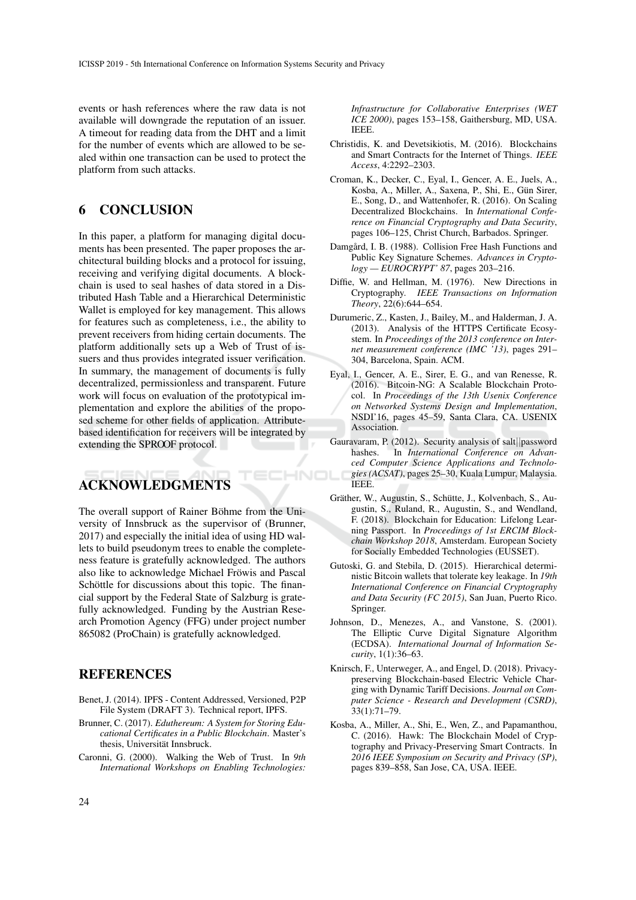events or hash references where the raw data is not available will downgrade the reputation of an issuer. A timeout for reading data from the DHT and a limit for the number of events which are allowed to be sealed within one transaction can be used to protect the platform from such attacks.

## 6 CONCLUSION

In this paper, a platform for managing digital documents has been presented. The paper proposes the architectural building blocks and a protocol for issuing, receiving and verifying digital documents. A blockchain is used to seal hashes of data stored in a Distributed Hash Table and a Hierarchical Deterministic Wallet is employed for key management. This allows for features such as completeness, i.e., the ability to prevent receivers from hiding certain documents. The platform additionally sets up a Web of Trust of issuers and thus provides integrated issuer verification. In summary, the management of documents is fully decentralized, permissionless and transparent. Future work will focus on evaluation of the prototypical implementation and explore the abilities of the proposed scheme for other fields of application. Attribute-based identification for receivers will be integrated by extending the SPROOF protocol.

## ACKNOWLEDGMENTS

The overall support of Rainer Böhme from the University of Innsbruck as the supervisor of (Brunner, 2017) and especially the initial idea of using HD wallets to build pseudonym trees to enable the completeness feature is gratefully acknowledged. The authors also like to acknowledge Michael Fröwis and Pascal Schöttle for discussions about this topic. The financial support by the Federal State of Salzburg is gratefully acknowledged. Funding by the Austrian Research Promotion Agency (FFG) under project number 865082 (ProChain) is gratefully acknowledged.

## REFERENCES

Benet, J. (2014). IPFS - Content Addressed, Versioned, P2P File System (DRAFT 3). Technical report, IPFS.

Brunner, C. (2017). *Eduthereum: A System for Storing Educational Certificates in a Public Blockchain.* Master's thesis, Universität Innsbruck.

Caronni, G. (2000). Walking the Web of Trust. In *9th International Workshops on Enabling Technologies: Infrastructure for Collaborative Enterprises (WET ICE 2000)*, pages 153–158, Gaithersburg, MD, USA. IEEE.

Christidis, K. and Devetsikiotis, M. (2016). Blockchains and Smart Contracts for the Internet of Things. *IEEE Access*, 4:2292–2303.

Croman, K., Decker, C., Eyal, I., Gencer, A. E., Juels, A., Kosba, A., Miller, A., Saxena, P., Shi, E., Gün Sirer, E., Song, D., and Wattenhofer, R. (2016). On Scaling Decentralized Blockchains. In *International Conference on Financial Cryptography and Data Security*, pages 106–125, Christ Church, Barbados. Springer.

Damgård, I. B. (1988). Collision Free Hash Functions and Public Key Signature Schemes. *Advances in Cryptology — EUROCRYPT' 87*, pages 203–216.

Diffie, W. and Hellman, M. (1976). New Directions in Cryptography. *IEEE Transactions on Information Theory*, 22(6):644–654.

Durumeric, Z., Kasten, J., Bailey, M., and Halderman, J. A. (2013). Analysis of the HTTPS Certificate Ecosystem. In *Proceedings of the 2013 conference on Internet measurement conference (IMC '13)*, pages 291–304, Barcelona, Spain. ACM.

Eyal, I., Gencer, A. E., Sirer, E. G., and van Renesse, R. (2016). Bitcoin-NG: A Scalable Blockchain Protocol. In *Proceedings of the 13th Usenix Conference on Networked Systems Design and Implementation*, NSDI'16, pages 45–59, Santa Clara, CA. USENIX Association.

Gauravaram, P. (2012). Security analysis of salt||password hashes. In *International Conference on Advanced Computer Science Applications and Technologies (ACSAT)*, pages 25–30, Kuala Lumpur, Malaysia. IEEE.

Gräther, W., Augustin, S., Schütte, J., Kolvenbach, S., Augustin, S., Ruland, R., Augustin, S., and Wendland, F. (2018). Blockchain for Education: Lifelong Learning Passport. In *Proceedings of 1st ERCIM Blockchain Workshop 2018*, Amsterdam. European Society for Socially Embedded Technologies (EUSSET).

Gutoski, G. and Stebila, D. (2015). Hierarchical deterministic Bitcoin wallets that tolerate key leakage. In *19th International Conference on Financial Cryptography and Data Security (FC 2015)*, San Juan, Puerto Rico. Springer.

Johnson, D., Menezes, A., and Vanstone, S. (2001). The Elliptic Curve Digital Signature Algorithm (ECDSA). *International Journal of Information Security*, 1(1):36–63.

Knirsch, F., Unterweger, A., and Engel, D. (2018). Privacy-preserving Blockchain-based Electric Vehicle Charging with Dynamic Tariff Decisions. *Journal on Computer Science - Research and Development (CSRD)*, 33(1):71–79.

Kosba, A., Miller, A., Shi, E., Wen, Z., and Papamanthou, C. (2016). Hawk: The Blockchain Model of Cryptography and Privacy-Preserving Smart Contracts. In *2016 IEEE Symposium on Security and Privacy (SP)*, pages 839–858, San Jose, CA, USA. IEEE.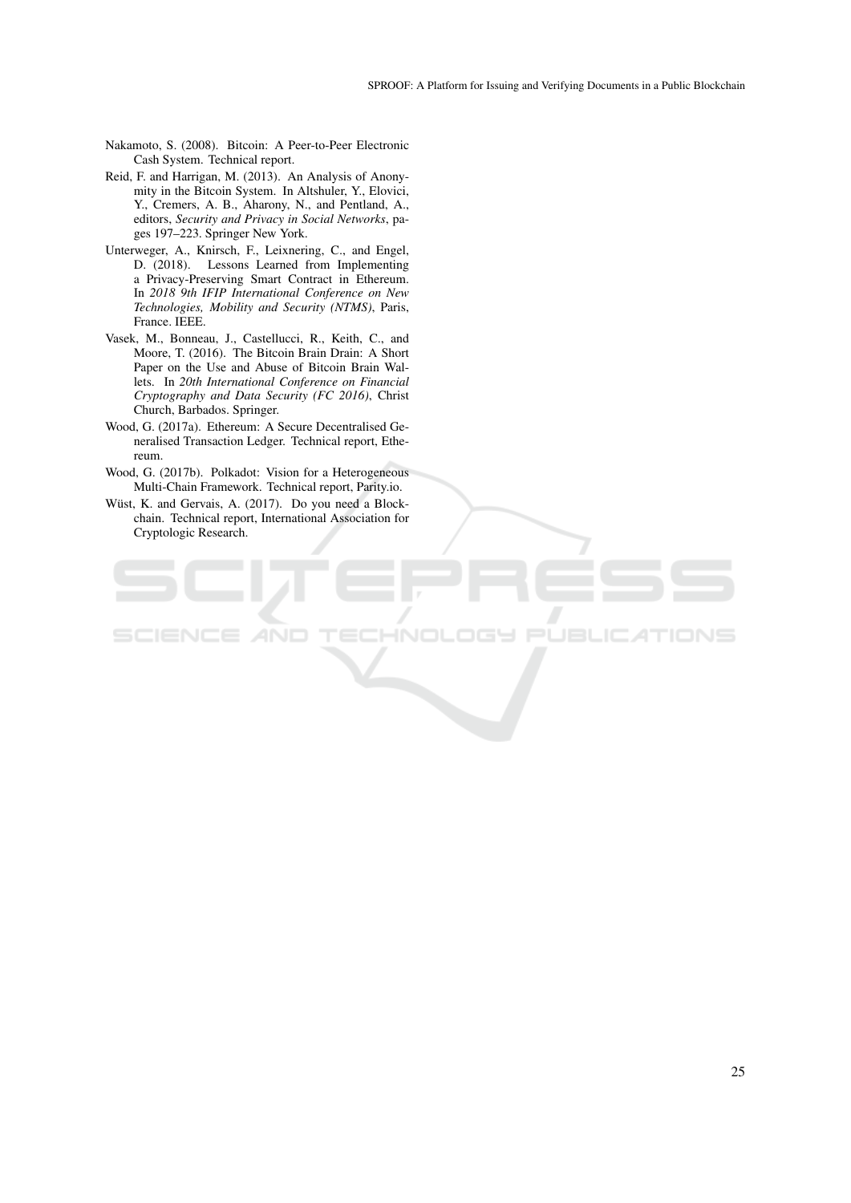Nakamoto, S. (2008). Bitcoin: A Peer-to-Peer Electronic Cash System. Technical report.

Reid, F. and Harrigan, M. (2013). An Analysis of Anonymity in the Bitcoin System. In Altshuler, Y., Elovici, Y., Cremers, A. B., Aharony, N., and Pentland, A., editors, *Security and Privacy in Social Networks*, pages 197–223. Springer New York.

Unterweger, A., Knirsch, F., Leixnering, C., and Engel, D. (2018). Lessons Learned from Implementing a Privacy-Preserving Smart Contract in Ethereum. In *2018 9th IFIP International Conference on New Technologies, Mobility and Security (NTMS)*, Paris, France. IEEE.

Vasek, M., Bonneau, J., Castellucci, R., Keith, C., and Moore, T. (2016). The Bitcoin Brain Drain: A Short Paper on the Use and Abuse of Bitcoin Brain Wallets. In *20th International Conference on Financial Cryptography and Data Security (FC 2016)*, Christ Church, Barbados. Springer.

Wood, G. (2017a). Ethereum: A Secure Decentralised Generalised Transaction Ledger. Technical report, Ethereum.

Wood, G. (2017b). Polkadot: Vision for a Heterogeneous Multi-Chain Framework. Technical report, Parity.io.

Wüst, K. and Gervais, A. (2017). Do you need a Blockchain. Technical report, International Association for Cryptologic Research.